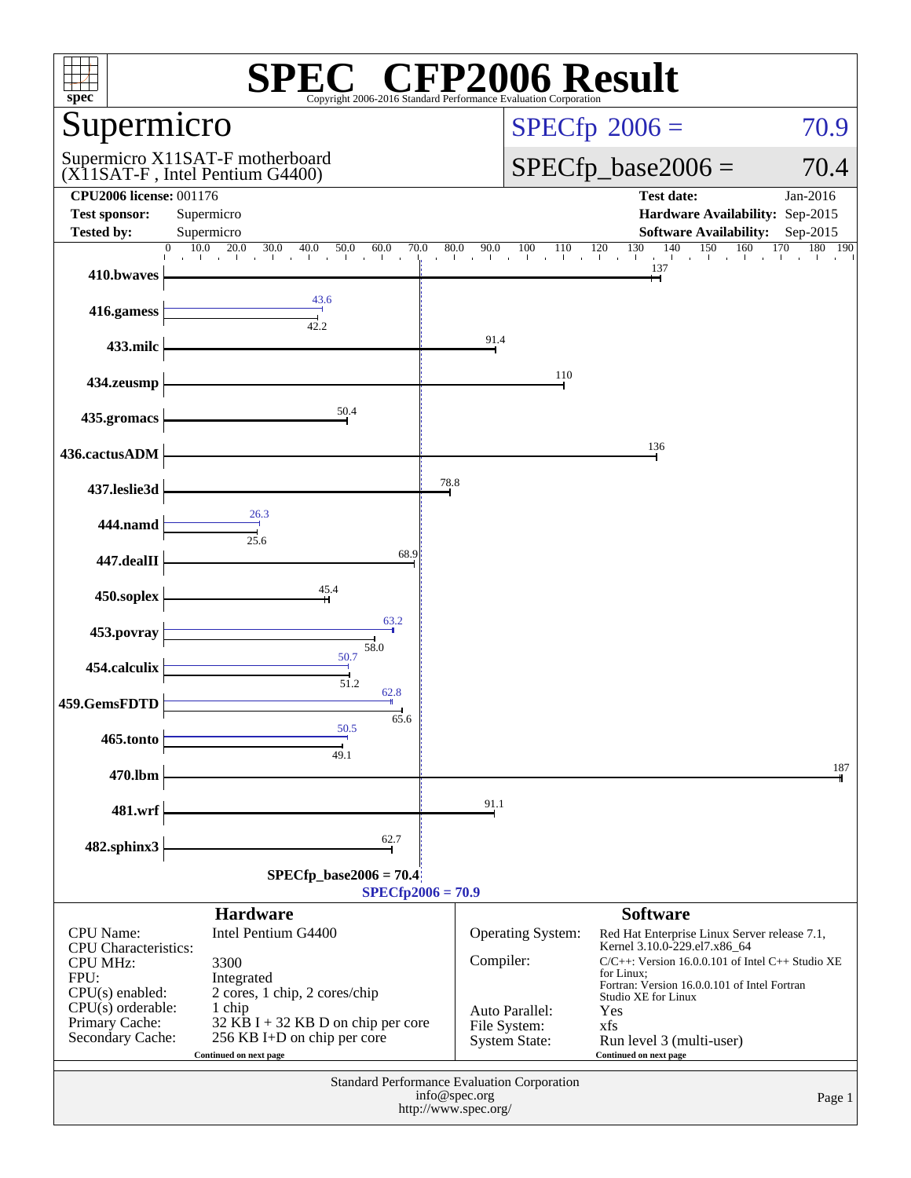# SPEC CFP2006 Result

Copyright 2006-2016 Standard Performance Evaluation Corporation

## Supermicro

Supermicro X11SAT-F motherboard
(X11SAT-F , Intel Pentium G4400)

SPECfp 2006 = 70.9

SPECfp_base2006 = 70.4

| | | | |
|---|---|---|---|
| **CPU2006 license:** 001176 | | **Test date:** | Jan-2016 |
| **Test sponsor:** | Supermicro | **Hardware Availability:** | Sep-2015 |
| **Tested by:** | Supermicro | **Software Availability:** | Sep-2015 |

| Benchmark | Peak | Base |
|---|---|---|
| 410.bwaves | | 137 |
| 416.gamess | 43.6 | 42.2 |
| 433.milc | | 91.4 |
| 434.zeusmp | | 110 |
| 435.gromacs | | 50.4 |
| 436.cactusADM | | 136 |
| 437.leslie3d | | 78.8 |
| 444.namd | 26.3 | 25.6 |
| 447.dealII | | 68.9 |
| 450.soplex | | 45.4 |
| 453.povray | 63.2 | 58.0 |
| 454.calculix | 50.7 | 51.2 |
| 459.GemsFDTD | 62.8 | 65.6 |
| 465.tonto | 50.5 | 49.1 |
| 470.lbm | | 187 |
| 481.wrf | | 91.1 |
| 482.sphinx3 | | 62.7 |

SPECfp_base2006 = 70.4

SPECfp2006 = 70.9

## Hardware

| | |
|---|---|
| CPU Name: | Intel Pentium G4400 |
| CPU Characteristics: | |
| CPU MHz: | 3300 |
| FPU: | Integrated |
| CPU(s) enabled: | 2 cores, 1 chip, 2 cores/chip |
| CPU(s) orderable: | 1 chip |
| Primary Cache: | 32 KB I + 32 KB D on chip per core |
| Secondary Cache: | 256 KB I+D on chip per core |

Continued on next page

## Software

| | |
|---|---|
| Operating System: | Red Hat Enterprise Linux Server release 7.1, Kernel 3.10.0-229.el7.x86_64 |
| Compiler: | C/C++: Version 16.0.0.101 of Intel C++ Studio XE for Linux; Fortran: Version 16.0.0.101 of Intel Fortran Studio XE for Linux |
| Auto Parallel: | Yes |
| File System: | xfs |
| System State: | Run level 3 (multi-user) |

Continued on next page

Standard Performance Evaluation Corporation
info@spec.org
http://www.spec.org/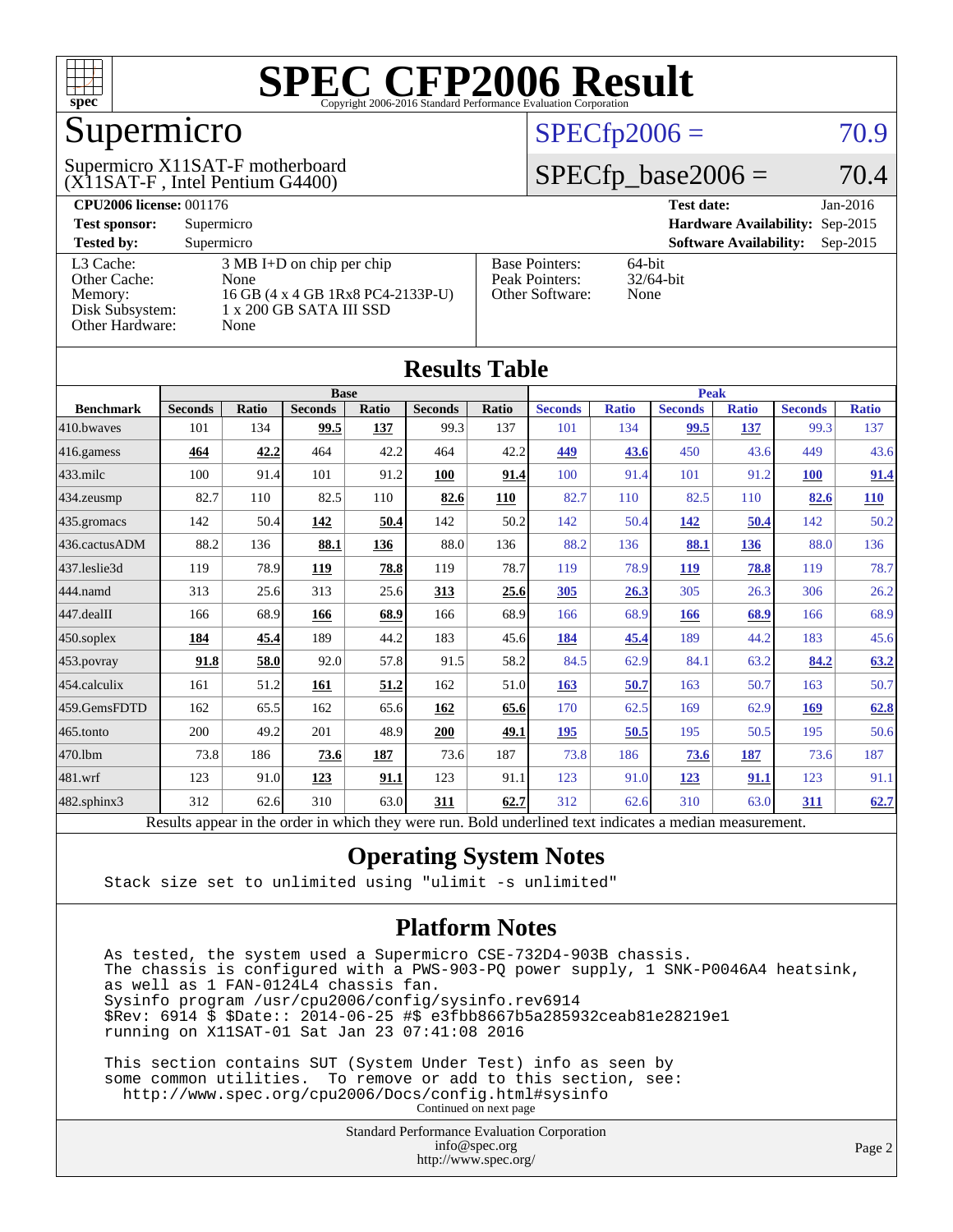# SPEC CFP2006 Result

Copyright 2006-2016 Standard Performance Evaluation Corporation

# Supermicro

Supermicro X11SAT-F motherboard (X11SAT-F , Intel Pentium G4400)

SPECfp2006 = 70.9

SPECfp_base2006 = 70.4

| | | | |
|---|---|---|---|
| **CPU2006 license:** 001176 | | **Test date:** | Jan-2016 |
| **Test sponsor:** | Supermicro | **Hardware Availability:** | Sep-2015 |
| **Tested by:** | Supermicro | **Software Availability:** | Sep-2015 |

| | | | |
|---|---|---|---|
| L3 Cache: | 3 MB I+D on chip per chip | Base Pointers: | 64-bit |
| Other Cache: | None | Peak Pointers: | 32/64-bit |
| Memory: | 16 GB (4 x 4 GB 1Rx8 PC4-2133P-U) | Other Software: | None |
| Disk Subsystem: | 1 x 200 GB SATA III SSD | | |
| Other Hardware: | None | | |

## Results Table

| Benchmark | Base | | | | | | Peak | | | | | |
|---|---|---|---|---|---|---|---|---|---|---|---|---|
| | Seconds | Ratio | Seconds | Ratio | Seconds | Ratio | Seconds | Ratio | Seconds | Ratio | Seconds | Ratio |
| 410.bwaves | 101 | 134 | **99.5** | **137** | 99.3 | 137 | 101 | 134 | **99.5** | **137** | 99.3 | 137 |
| 416.gamess | **464** | **42.2** | 464 | 42.2 | 464 | 42.2 | **449** | **43.6** | 450 | 43.6 | 449 | 43.6 |
| 433.milc | 100 | 91.4 | 101 | 91.2 | **100** | **91.4** | 100 | 91.4 | 101 | 91.2 | **100** | **91.4** |
| 434.zeusmp | 82.7 | 110 | 82.5 | 110 | **82.6** | **110** | 82.7 | 110 | 82.5 | 110 | **82.6** | **110** |
| 435.gromacs | 142 | 50.4 | **142** | **50.4** | 142 | 50.2 | 142 | 50.4 | **142** | **50.4** | 142 | 50.2 |
| 436.cactusADM | 88.2 | 136 | **88.1** | **136** | 88.0 | 136 | 88.2 | 136 | **88.1** | **136** | 88.0 | 136 |
| 437.leslie3d | 119 | 78.9 | **119** | **78.8** | 119 | 78.7 | 119 | 78.9 | **119** | **78.8** | 119 | 78.7 |
| 444.namd | 313 | 25.6 | 313 | 25.6 | **313** | **25.6** | **305** | **26.3** | 305 | 26.3 | 306 | 26.2 |
| 447.dealII | 166 | 68.9 | **166** | **68.9** | 166 | 68.9 | 166 | 68.9 | **166** | **68.9** | 166 | 68.9 |
| 450.soplex | **184** | **45.4** | 189 | 44.2 | 183 | 45.6 | **184** | **45.4** | 189 | 44.2 | 183 | 45.6 |
| 453.povray | **91.8** | **58.0** | 92.0 | 57.8 | 91.5 | 58.2 | 84.5 | 62.9 | 84.1 | 63.2 | **84.2** | **63.2** |
| 454.calculix | 161 | 51.2 | **161** | **51.2** | 162 | 51.0 | **163** | **50.7** | 163 | 50.7 | 163 | 50.7 |
| 459.GemsFDTD | 162 | 65.5 | 162 | 65.6 | **162** | **65.6** | 170 | 62.5 | 169 | 62.9 | **169** | **62.8** |
| 465.tonto | 200 | 49.2 | 201 | 48.9 | **200** | **49.1** | **195** | **50.5** | 195 | 50.5 | 195 | 50.6 |
| 470.lbm | 73.8 | 186 | **73.6** | **187** | 73.6 | 187 | 73.8 | 186 | **73.6** | **187** | 73.6 | 187 |
| 481.wrf | 123 | 91.0 | **123** | **91.1** | 123 | 91.1 | 123 | 91.0 | **123** | **91.1** | 123 | 91.1 |
| 482.sphinx3 | 312 | 62.6 | 310 | 63.0 | **311** | **62.7** | 312 | 62.6 | 310 | 63.0 | **311** | **62.7** |

Results appear in the order in which they were run. Bold underlined text indicates a median measurement.

## Operating System Notes

```
Stack size set to unlimited using "ulimit -s unlimited"
```

## Platform Notes

```
As tested, the system used a Supermicro CSE-732D4-903B chassis.
The chassis is configured with a PWS-903-PQ power supply, 1 SNK-P0046A4 heatsink,
as well as 1 FAN-0124L4 chassis fan.
Sysinfo program /usr/cpu2006/config/sysinfo.rev6914
$Rev: 6914 $ $Date:: 2014-06-25 #$ e3fbb8667b5a285932ceab81e28219e1
running on X11SAT-01 Sat Jan 23 07:41:08 2016

This section contains SUT (System Under Test) info as seen by
some common utilities.  To remove or add to this section, see:
  http://www.spec.org/cpu2006/Docs/config.html#sysinfo
```

Continued on next page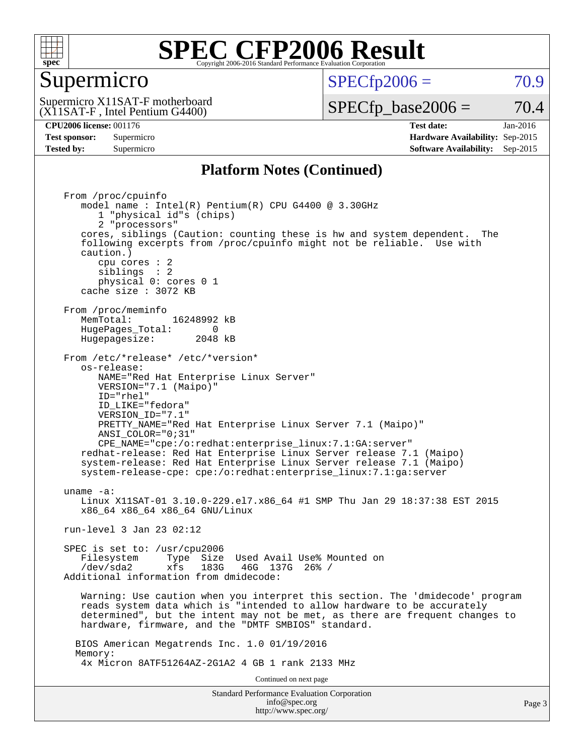# SPEC CFP2006 Result

Copyright 2006-2016 Standard Performance Evaluation Corporation

## Supermicro

Supermicro X11SAT-F motherboard
(X11SAT-F , Intel Pentium G4400)

SPECfp2006 = 70.9

SPECfp_base2006 = 70.4

| | | | |
|---|---|---|---|
| **CPU2006 license:** 001176 | | **Test date:** | Jan-2016 |
| **Test sponsor:** | Supermicro | **Hardware Availability:** | Sep-2015 |
| **Tested by:** | Supermicro | **Software Availability:** | Sep-2015 |

## Platform Notes (Continued)

```
From /proc/cpuinfo
   model name : Intel(R) Pentium(R) CPU G4400 @ 3.30GHz
      1 "physical id"s (chips)
      2 "processors"
   cores, siblings (Caution: counting these is hw and system dependent.  The
   following excerpts from /proc/cpuinfo might not be reliable.  Use with
   caution.)
      cpu cores : 2
      siblings  : 2
      physical 0: cores 0 1
   cache size : 3072 KB

From /proc/meminfo
   MemTotal:       16248992 kB
   HugePages_Total:       0
   Hugepagesize:       2048 kB

From /etc/*release* /etc/*version*
   os-release:
      NAME="Red Hat Enterprise Linux Server"
      VERSION="7.1 (Maipo)"
      ID="rhel"
      ID_LIKE="fedora"
      VERSION_ID="7.1"
      PRETTY_NAME="Red Hat Enterprise Linux Server 7.1 (Maipo)"
      ANSI_COLOR="0;31"
      CPE_NAME="cpe:/o:redhat:enterprise_linux:7.1:GA:server"
   redhat-release: Red Hat Enterprise Linux Server release 7.1 (Maipo)
   system-release: Red Hat Enterprise Linux Server release 7.1 (Maipo)
   system-release-cpe: cpe:/o:redhat:enterprise_linux:7.1:ga:server

uname -a:
   Linux X11SAT-01 3.10.0-229.el7.x86_64 #1 SMP Thu Jan 29 18:37:38 EST 2015
   x86_64 x86_64 x86_64 GNU/Linux

run-level 3 Jan 23 02:12

SPEC is set to: /usr/cpu2006
   Filesystem     Type  Size  Used Avail Use% Mounted on
   /dev/sda2      xfs   183G   46G  137G  26% /
Additional information from dmidecode:

   Warning: Use caution when you interpret this section. The 'dmidecode' program
   reads system data which is "intended to allow hardware to be accurately
   determined", but the intent may not be met, as there are frequent changes to
   hardware, firmware, and the "DMTF SMBIOS" standard.

  BIOS American Megatrends Inc. 1.0 01/19/2016
  Memory:
   4x Micron 8ATF51264AZ-2G1A2 4 GB 1 rank 2133 MHz
```

Continued on next page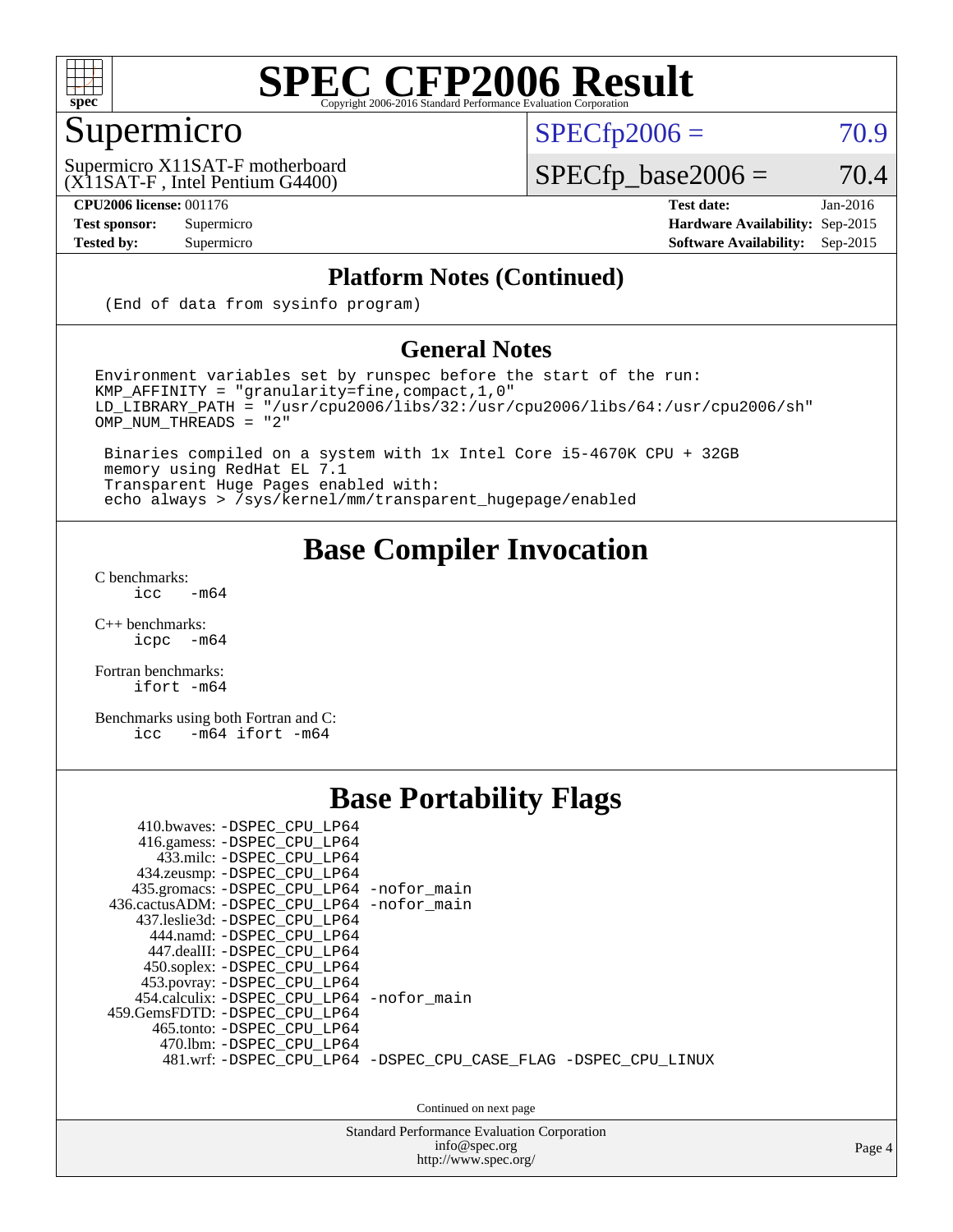# SPEC CFP2006 Result

Copyright 2006-2016 Standard Performance Evaluation Corporation

## Supermicro

Supermicro X11SAT-F motherboard
(X11SAT-F , Intel Pentium G4400)

SPECfp2006 = 70.9

SPECfp_base2006 = 70.4

**CPU2006 license:** 001176
**Test sponsor:** Supermicro
**Tested by:** Supermicro

**Test date:** Jan-2016
**Hardware Availability:** Sep-2015
**Software Availability:** Sep-2015

### Platform Notes (Continued)

```
(End of data from sysinfo program)
```

### General Notes

```
Environment variables set by runspec before the start of the run:
KMP_AFFINITY = "granularity=fine,compact,1,0"
LD_LIBRARY_PATH = "/usr/cpu2006/libs/32:/usr/cpu2006/libs/64:/usr/cpu2006/sh"
OMP_NUM_THREADS = "2"

 Binaries compiled on a system with 1x Intel Core i5-4670K CPU + 32GB
 memory using RedHat EL 7.1
 Transparent Huge Pages enabled with:
 echo always > /sys/kernel/mm/transparent_hugepage/enabled
```

## Base Compiler Invocation

C benchmarks:
```
icc   -m64
```

C++ benchmarks:
```
icpc  -m64
```

Fortran benchmarks:
```
ifort -m64
```

Benchmarks using both Fortran and C:
```
icc   -m64 ifort -m64
```

## Base Portability Flags

```
     410.bwaves: -DSPEC_CPU_LP64
     416.gamess: -DSPEC_CPU_LP64
       433.milc: -DSPEC_CPU_LP64
     434.zeusmp: -DSPEC_CPU_LP64
    435.gromacs: -DSPEC_CPU_LP64 -nofor_main
 436.cactusADM: -DSPEC_CPU_LP64 -nofor_main
    437.leslie3d: -DSPEC_CPU_LP64
       444.namd: -DSPEC_CPU_LP64
      447.dealII: -DSPEC_CPU_LP64
     450.soplex: -DSPEC_CPU_LP64
     453.povray: -DSPEC_CPU_LP64
    454.calculix: -DSPEC_CPU_LP64 -nofor_main
 459.GemsFDTD: -DSPEC_CPU_LP64
      465.tonto: -DSPEC_CPU_LP64
        470.lbm: -DSPEC_CPU_LP64
        481.wrf: -DSPEC_CPU_LP64 -DSPEC_CPU_CASE_FLAG -DSPEC_CPU_LINUX
```

Continued on next page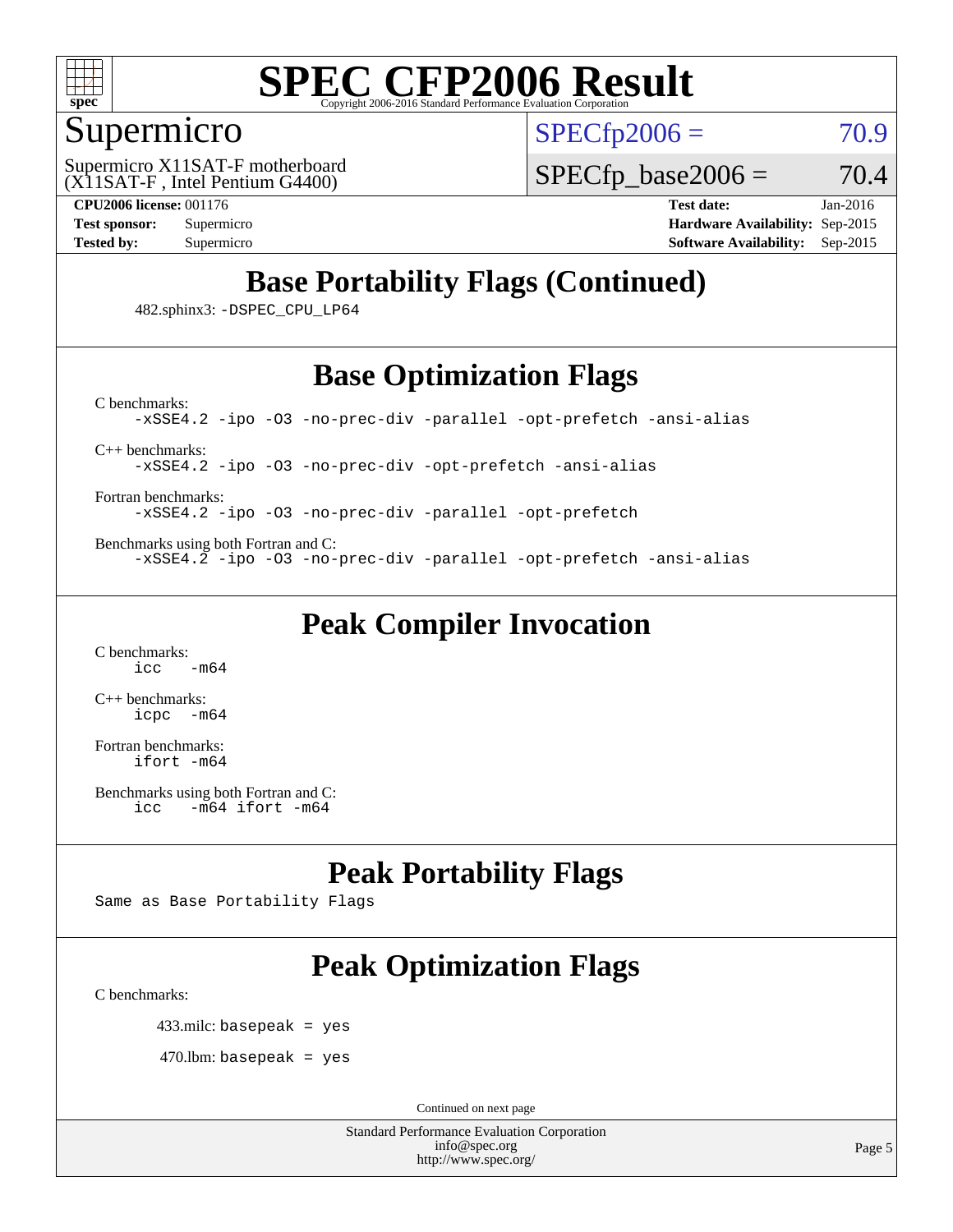# SPEC CFP2006 Result

Copyright 2006-2016 Standard Performance Evaluation Corporation

## Supermicro

Supermicro X11SAT-F motherboard
(X11SAT-F , Intel Pentium G4400)

SPECfp2006 = 70.9

SPECfp_base2006 = 70.4

| | | | |
|---|---|---|---|
| **CPU2006 license:** 001176 | | **Test date:** | Jan-2016 |
| **Test sponsor:** | Supermicro | **Hardware Availability:** | Sep-2015 |
| **Tested by:** | Supermicro | **Software Availability:** | Sep-2015 |

## Base Portability Flags (Continued)

482.sphinx3: `-DSPEC_CPU_LP64`

## Base Optimization Flags

C benchmarks:

```
-xSSE4.2 -ipo -O3 -no-prec-div -parallel -opt-prefetch -ansi-alias
```

C++ benchmarks:

```
-xSSE4.2 -ipo -O3 -no-prec-div -opt-prefetch -ansi-alias
```

Fortran benchmarks:

```
-xSSE4.2 -ipo -O3 -no-prec-div -parallel -opt-prefetch
```

Benchmarks using both Fortran and C:

```
-xSSE4.2 -ipo -O3 -no-prec-div -parallel -opt-prefetch -ansi-alias
```

## Peak Compiler Invocation

C benchmarks:

```
icc   -m64
```

C++ benchmarks:

```
icpc  -m64
```

Fortran benchmarks:

```
ifort -m64
```

Benchmarks using both Fortran and C:

```
icc   -m64 ifort -m64
```

## Peak Portability Flags

Same as Base Portability Flags

## Peak Optimization Flags

C benchmarks:

433.milc: `basepeak = yes`

470.lbm: `basepeak = yes`

Continued on next page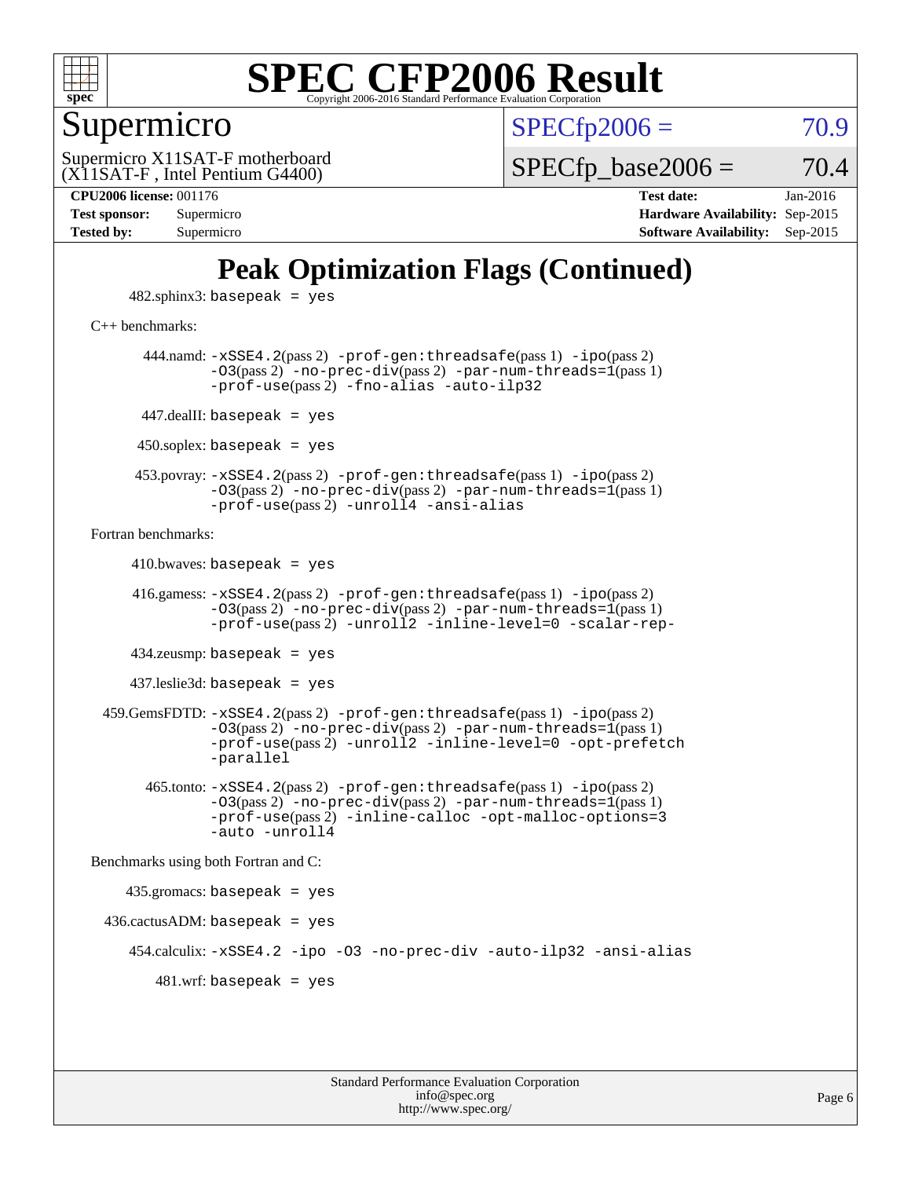# SPEC CFP2006 Result

Copyright 2006-2016 Standard Performance Evaluation Corporation

## Supermicro

Supermicro X11SAT-F motherboard
(X11SAT-F , Intel Pentium G4400)

SPECfp2006 = 70.9

SPECfp_base2006 = 70.4

**CPU2006 license:** 001176
**Test sponsor:** Supermicro
**Tested by:** Supermicro

**Test date:** Jan-2016
**Hardware Availability:** Sep-2015
**Software Availability:** Sep-2015

## Peak Optimization Flags (Continued)

482.sphinx3: `basepeak = yes`

C++ benchmarks:

444.namd: `-xSSE4.2`(pass 2) `-prof-gen:threadsafe`(pass 1) `-ipo`(pass 2) `-O3`(pass 2) `-no-prec-div`(pass 2) `-par-num-threads=1`(pass 1) `-prof-use`(pass 2) `-fno-alias -auto-ilp32`

447.dealII: `basepeak = yes`

450.soplex: `basepeak = yes`

453.povray: `-xSSE4.2`(pass 2) `-prof-gen:threadsafe`(pass 1) `-ipo`(pass 2) `-O3`(pass 2) `-no-prec-div`(pass 2) `-par-num-threads=1`(pass 1) `-prof-use`(pass 2) `-unroll4 -ansi-alias`

Fortran benchmarks:

410.bwaves: `basepeak = yes`

416.gamess: `-xSSE4.2`(pass 2) `-prof-gen:threadsafe`(pass 1) `-ipo`(pass 2) `-O3`(pass 2) `-no-prec-div`(pass 2) `-par-num-threads=1`(pass 1) `-prof-use`(pass 2) `-unroll2 -inline-level=0 -scalar-rep-`

434.zeusmp: `basepeak = yes`

437.leslie3d: `basepeak = yes`

459.GemsFDTD: `-xSSE4.2`(pass 2) `-prof-gen:threadsafe`(pass 1) `-ipo`(pass 2) `-O3`(pass 2) `-no-prec-div`(pass 2) `-par-num-threads=1`(pass 1) `-prof-use`(pass 2) `-unroll2 -inline-level=0 -opt-prefetch -parallel`

465.tonto: `-xSSE4.2`(pass 2) `-prof-gen:threadsafe`(pass 1) `-ipo`(pass 2) `-O3`(pass 2) `-no-prec-div`(pass 2) `-par-num-threads=1`(pass 1) `-prof-use`(pass 2) `-inline-calloc -opt-malloc-options=3 -auto -unroll4`

Benchmarks using both Fortran and C:

435.gromacs: `basepeak = yes`

436.cactusADM: `basepeak = yes`

454.calculix: `-xSSE4.2 -ipo -O3 -no-prec-div -auto-ilp32 -ansi-alias`

481.wrf: `basepeak = yes`

Standard Performance Evaluation Corporation
info@spec.org
http://www.spec.org/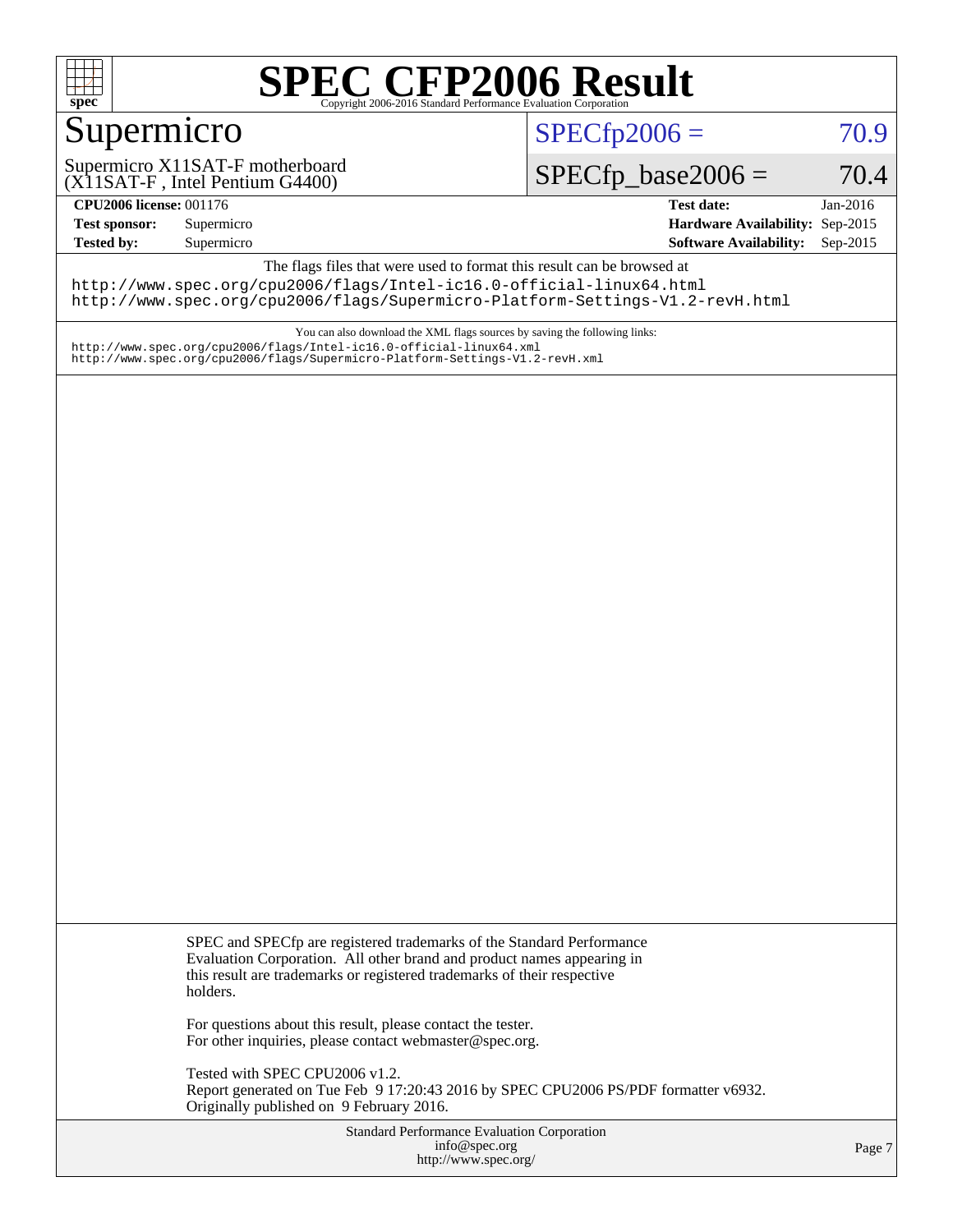# SPEC CFP2006 Result

Copyright 2006-2016 Standard Performance Evaluation Corporation

## Supermicro

Supermicro X11SAT-F motherboard
(X11SAT-F , Intel Pentium G4400)

SPECfp2006 = 70.9

SPECfp_base2006 = 70.4

| | | | |
|---|---|---|---|
| **CPU2006 license:** 001176 | | **Test date:** | Jan-2016 |
| **Test sponsor:** | Supermicro | **Hardware Availability:** | Sep-2015 |
| **Tested by:** | Supermicro | **Software Availability:** | Sep-2015 |

The flags files that were used to format this result can be browsed at

http://www.spec.org/cpu2006/flags/Intel-ic16.0-official-linux64.html
http://www.spec.org/cpu2006/flags/Supermicro-Platform-Settings-V1.2-revH.html

You can also download the XML flags sources by saving the following links:

http://www.spec.org/cpu2006/flags/Intel-ic16.0-official-linux64.xml
http://www.spec.org/cpu2006/flags/Supermicro-Platform-Settings-V1.2-revH.xml

SPEC and SPECfp are registered trademarks of the Standard Performance Evaluation Corporation. All other brand and product names appearing in this result are trademarks or registered trademarks of their respective holders.

For questions about this result, please contact the tester.
For other inquiries, please contact webmaster@spec.org.

Tested with SPEC CPU2006 v1.2.
Report generated on Tue Feb 9 17:20:43 2016 by SPEC CPU2006 PS/PDF formatter v6932.
Originally published on 9 February 2016.

Standard Performance Evaluation Corporation
info@spec.org
http://www.spec.org/